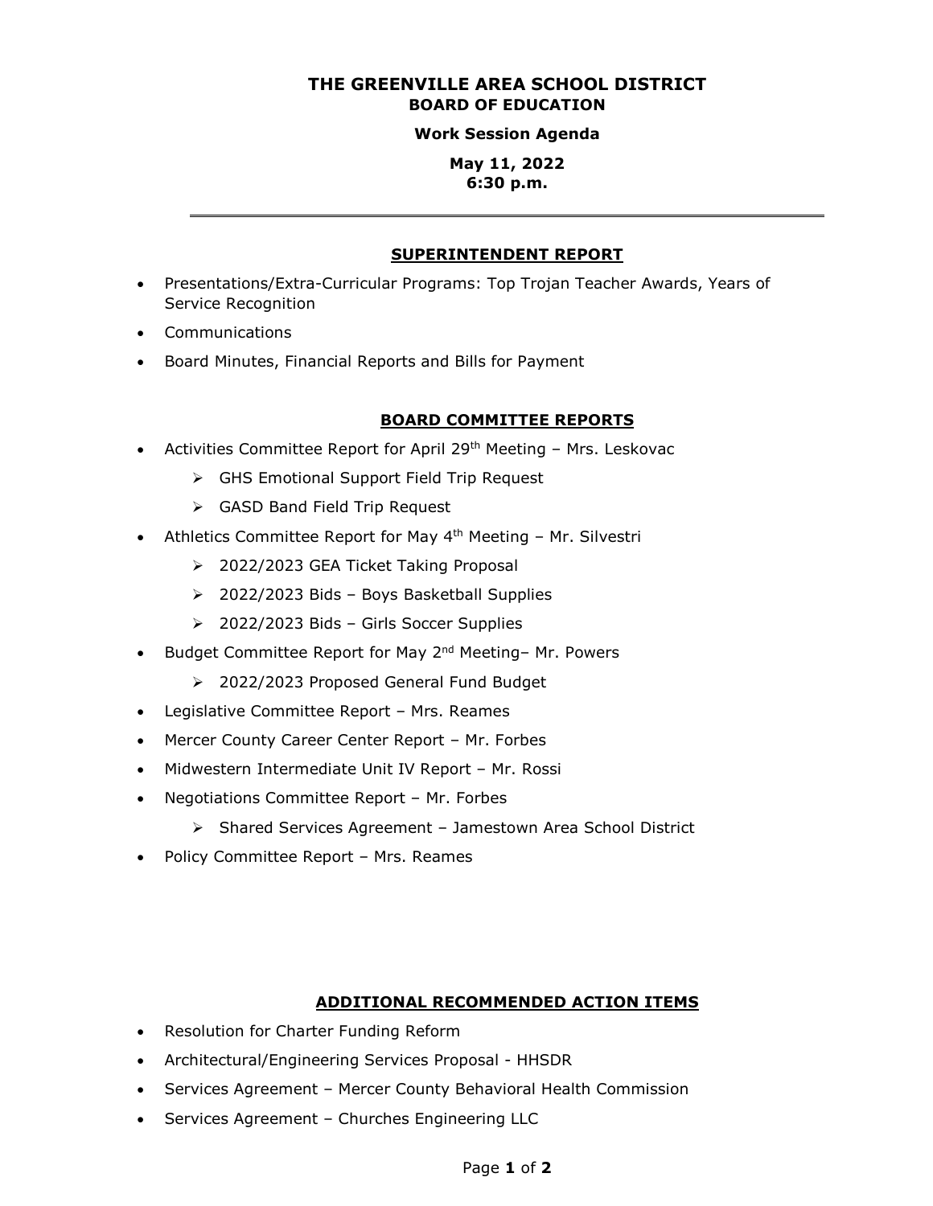# THE GREENVILLE AREA SCHOOL DISTRICT
## BOARD OF EDUCATION

**Work Session Agenda**

**May 11, 2022**
**6:30 p.m.**

---

## SUPERINTENDENT REPORT

- Presentations/Extra-Curricular Programs: Top Trojan Teacher Awards, Years of Service Recognition
- Communications
- Board Minutes, Financial Reports and Bills for Payment

## BOARD COMMITTEE REPORTS

- Activities Committee Report for April 29th Meeting – Mrs. Leskovac
  - GHS Emotional Support Field Trip Request
  - GASD Band Field Trip Request
- Athletics Committee Report for May 4th Meeting – Mr. Silvestri
  - 2022/2023 GEA Ticket Taking Proposal
  - 2022/2023 Bids – Boys Basketball Supplies
  - 2022/2023 Bids – Girls Soccer Supplies
- Budget Committee Report for May 2nd Meeting– Mr. Powers
  - 2022/2023 Proposed General Fund Budget
- Legislative Committee Report – Mrs. Reames
- Mercer County Career Center Report – Mr. Forbes
- Midwestern Intermediate Unit IV Report – Mr. Rossi
- Negotiations Committee Report – Mr. Forbes
  - Shared Services Agreement – Jamestown Area School District
- Policy Committee Report – Mrs. Reames

## ADDITIONAL RECOMMENDED ACTION ITEMS

- Resolution for Charter Funding Reform
- Architectural/Engineering Services Proposal - HHSDR
- Services Agreement – Mercer County Behavioral Health Commission
- Services Agreement – Churches Engineering LLC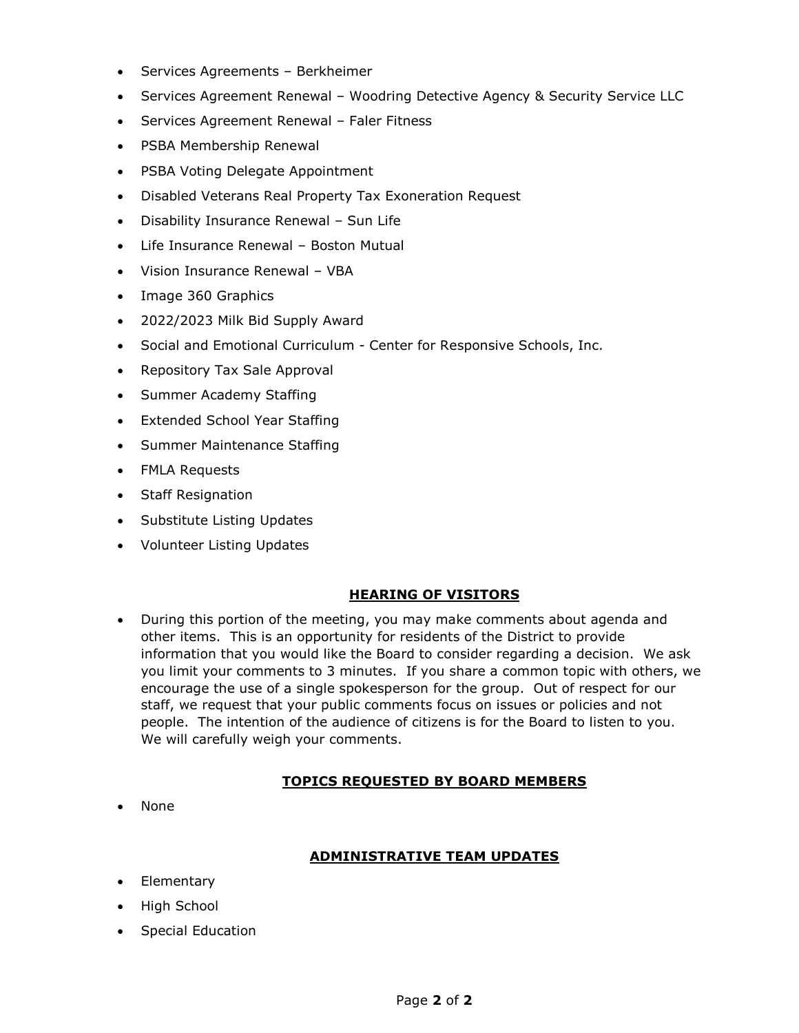- Services Agreements – Berkheimer
- Services Agreement Renewal – Woodring Detective Agency & Security Service LLC
- Services Agreement Renewal – Faler Fitness
- PSBA Membership Renewal
- PSBA Voting Delegate Appointment
- Disabled Veterans Real Property Tax Exoneration Request
- Disability Insurance Renewal – Sun Life
- Life Insurance Renewal – Boston Mutual
- Vision Insurance Renewal – VBA
- Image 360 Graphics
- 2022/2023 Milk Bid Supply Award
- Social and Emotional Curriculum - Center for Responsive Schools, Inc.
- Repository Tax Sale Approval
- Summer Academy Staffing
- Extended School Year Staffing
- Summer Maintenance Staffing
- FMLA Requests
- Staff Resignation
- Substitute Listing Updates
- Volunteer Listing Updates

## HEARING OF VISITORS

- During this portion of the meeting, you may make comments about agenda and other items. This is an opportunity for residents of the District to provide information that you would like the Board to consider regarding a decision. We ask you limit your comments to 3 minutes. If you share a common topic with others, we encourage the use of a single spokesperson for the group. Out of respect for our staff, we request that your public comments focus on issues or policies and not people. The intention of the audience of citizens is for the Board to listen to you. We will carefully weigh your comments.

## TOPICS REQUESTED BY BOARD MEMBERS

- None

## ADMINISTRATIVE TEAM UPDATES

- Elementary
- High School
- Special Education